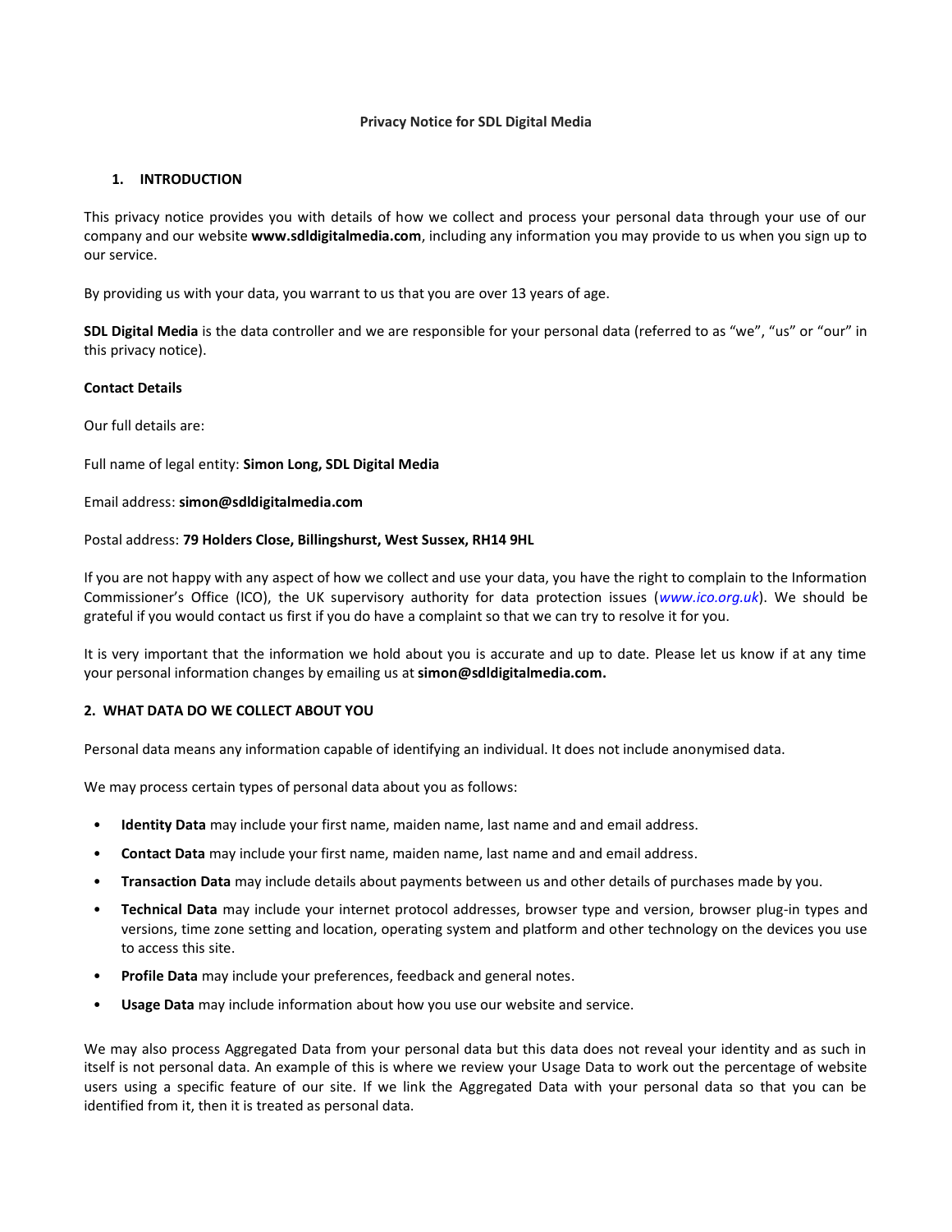**Privacy Notice for SDL Digital Media**

## 1. INTRODUCTION

This privacy notice provides you with details of how we collect and process your personal data through your use of our company and our website **www.sdldigitalmedia.com**, including any information you may provide to us when you sign up to our service.

By providing us with your data, you warrant to us that you are over 13 years of age.

**SDL Digital Media** is the data controller and we are responsible for your personal data (referred to as "we", "us" or "our" in this privacy notice).

**Contact Details**

Our full details are:

Full name of legal entity: **Simon Long, SDL Digital Media**

Email address: **simon@sdldigitalmedia.com**

Postal address: **79 Holders Close, Billingshurst, West Sussex, RH14 9HL**

If you are not happy with any aspect of how we collect and use your data, you have the right to complain to the Information Commissioner's Office (ICO), the UK supervisory authority for data protection issues (*www.ico.org.uk*). We should be grateful if you would contact us first if you do have a complaint so that we can try to resolve it for you.

It is very important that the information we hold about you is accurate and up to date. Please let us know if at any time your personal information changes by emailing us at **simon@sdldigitalmedia.com.**

## 2. WHAT DATA DO WE COLLECT ABOUT YOU

Personal data means any information capable of identifying an individual. It does not include anonymised data.

We may process certain types of personal data about you as follows:

- **Identity Data** may include your first name, maiden name, last name and and email address.
- **Contact Data** may include your first name, maiden name, last name and and email address.
- **Transaction Data** may include details about payments between us and other details of purchases made by you.
- **Technical Data** may include your internet protocol addresses, browser type and version, browser plug-in types and versions, time zone setting and location, operating system and platform and other technology on the devices you use to access this site.
- **Profile Data** may include your preferences, feedback and general notes.
- **Usage Data** may include information about how you use our website and service.

We may also process Aggregated Data from your personal data but this data does not reveal your identity and as such in itself is not personal data. An example of this is where we review your Usage Data to work out the percentage of website users using a specific feature of our site. If we link the Aggregated Data with your personal data so that you can be identified from it, then it is treated as personal data.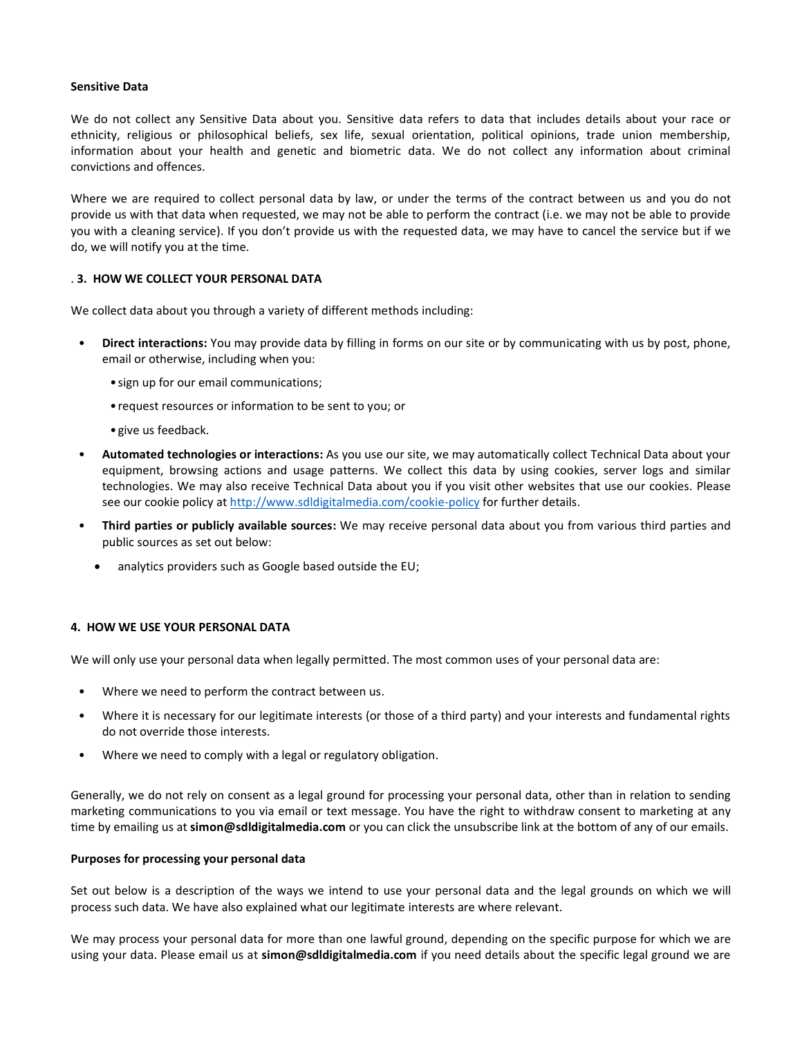**Sensitive Data**

We do not collect any Sensitive Data about you. Sensitive data refers to data that includes details about your race or ethnicity, religious or philosophical beliefs, sex life, sexual orientation, political opinions, trade union membership, information about your health and genetic and biometric data. We do not collect any information about criminal convictions and offences.

Where we are required to collect personal data by law, or under the terms of the contract between us and you do not provide us with that data when requested, we may not be able to perform the contract (i.e. we may not be able to provide you with a cleaning service). If you don't provide us with the requested data, we may have to cancel the service but if we do, we will notify you at the time.

. **3. HOW WE COLLECT YOUR PERSONAL DATA**

We collect data about you through a variety of different methods including:

- **Direct interactions:** You may provide data by filling in forms on our site or by communicating with us by post, phone, email or otherwise, including when you:
  - sign up for our email communications;
  - request resources or information to be sent to you; or
  - give us feedback.
- **Automated technologies or interactions:** As you use our site, we may automatically collect Technical Data about your equipment, browsing actions and usage patterns. We collect this data by using cookies, server logs and similar technologies. We may also receive Technical Data about you if you visit other websites that use our cookies. Please see our cookie policy at [http://www.sdldigitalmedia.com/cookie-policy](http://www.sdldigitalmedia.com/cookie-policy) for further details.
- **Third parties or publicly available sources:** We may receive personal data about you from various third parties and public sources as set out below:
  - analytics providers such as Google based outside the EU;

**4. HOW WE USE YOUR PERSONAL DATA**

We will only use your personal data when legally permitted. The most common uses of your personal data are:

- Where we need to perform the contract between us.
- Where it is necessary for our legitimate interests (or those of a third party) and your interests and fundamental rights do not override those interests.
- Where we need to comply with a legal or regulatory obligation.

Generally, we do not rely on consent as a legal ground for processing your personal data, other than in relation to sending marketing communications to you via email or text message. You have the right to withdraw consent to marketing at any time by emailing us at **simon@sdldigitalmedia.com** or you can click the unsubscribe link at the bottom of any of our emails.

**Purposes for processing your personal data**

Set out below is a description of the ways we intend to use your personal data and the legal grounds on which we will process such data. We have also explained what our legitimate interests are where relevant.

We may process your personal data for more than one lawful ground, depending on the specific purpose for which we are using your data. Please email us at **simon@sdldigitalmedia.com** if you need details about the specific legal ground we are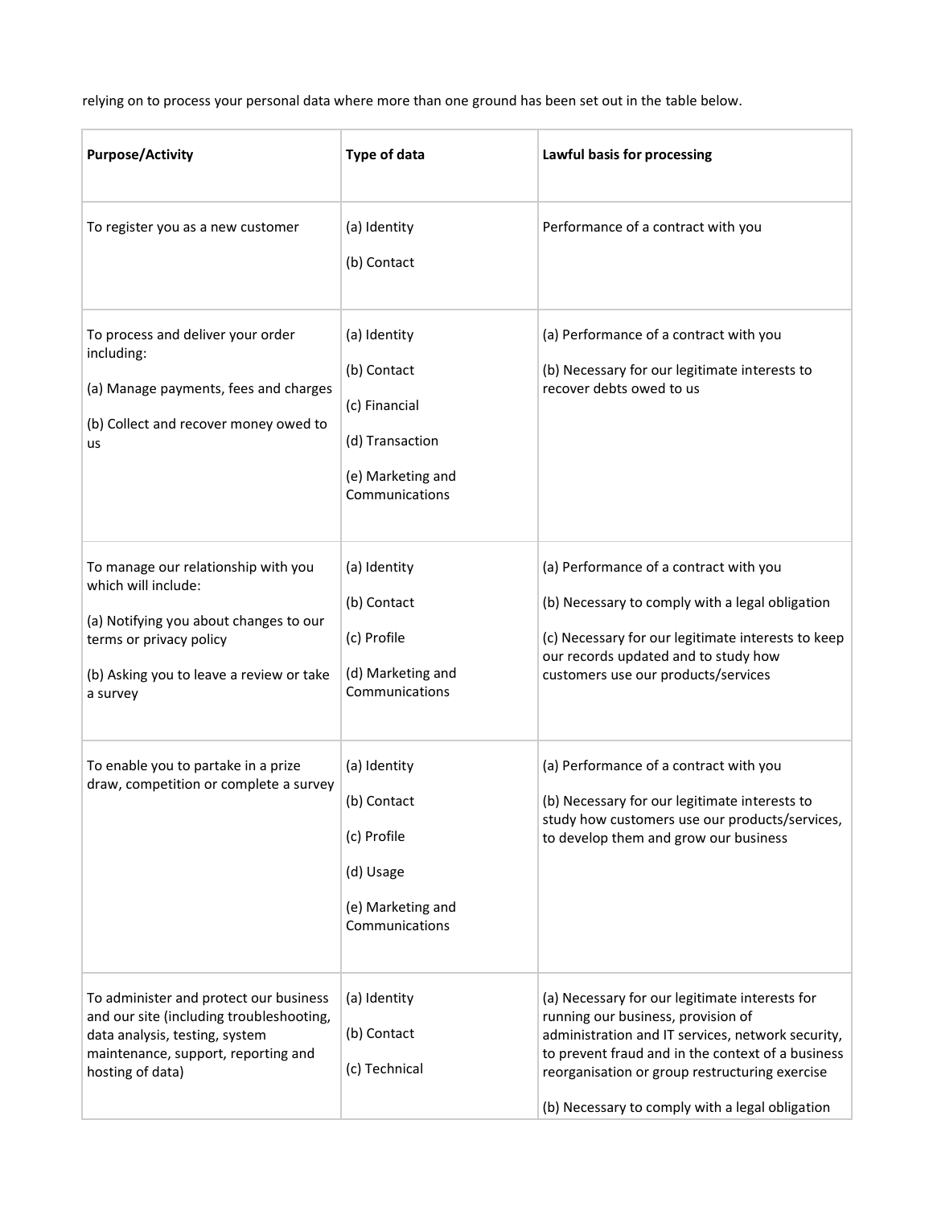relying on to process your personal data where more than one ground has been set out in the table below.

| Purpose/Activity | Type of data | Lawful basis for processing |
|---|---|---|
| To register you as a new customer | (a) Identity<br>(b) Contact | Performance of a contract with you |
| To process and deliver your order including:<br>(a) Manage payments, fees and charges<br>(b) Collect and recover money owed to us | (a) Identity<br>(b) Contact<br>(c) Financial<br>(d) Transaction<br>(e) Marketing and Communications | (a) Performance of a contract with you<br>(b) Necessary for our legitimate interests to recover debts owed to us |
| To manage our relationship with you which will include:<br>(a) Notifying you about changes to our terms or privacy policy<br>(b) Asking you to leave a review or take a survey | (a) Identity<br>(b) Contact<br>(c) Profile<br>(d) Marketing and Communications | (a) Performance of a contract with you<br>(b) Necessary to comply with a legal obligation<br>(c) Necessary for our legitimate interests to keep our records updated and to study how customers use our products/services |
| To enable you to partake in a prize draw, competition or complete a survey | (a) Identity<br>(b) Contact<br>(c) Profile<br>(d) Usage<br>(e) Marketing and Communications | (a) Performance of a contract with you<br>(b) Necessary for our legitimate interests to study how customers use our products/services, to develop them and grow our business |
| To administer and protect our business and our site (including troubleshooting, data analysis, testing, system maintenance, support, reporting and hosting of data) | (a) Identity<br>(b) Contact<br>(c) Technical | (a) Necessary for our legitimate interests for running our business, provision of administration and IT services, network security, to prevent fraud and in the context of a business reorganisation or group restructuring exercise<br>(b) Necessary to comply with a legal obligation |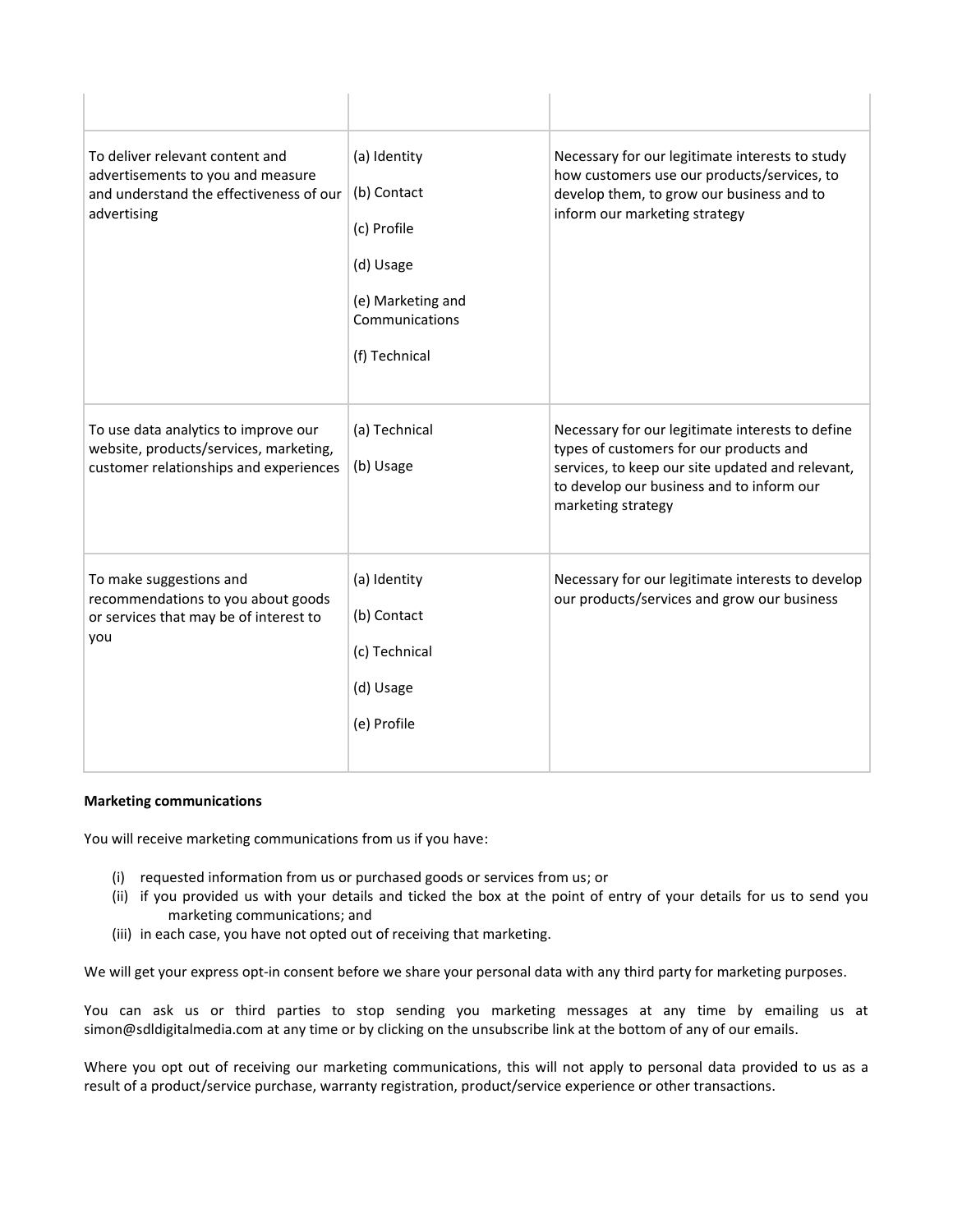| | | |
|---|---|---|
| | | |
| To deliver relevant content and advertisements to you and measure and understand the effectiveness of our advertising | (a) Identity<br>(b) Contact<br>(c) Profile<br>(d) Usage<br>(e) Marketing and Communications<br>(f) Technical | Necessary for our legitimate interests to study how customers use our products/services, to develop them, to grow our business and to inform our marketing strategy |
| To use data analytics to improve our website, products/services, marketing, customer relationships and experiences | (a) Technical<br>(b) Usage | Necessary for our legitimate interests to define types of customers for our products and services, to keep our site updated and relevant, to develop our business and to inform our marketing strategy |
| To make suggestions and recommendations to you about goods or services that may be of interest to you | (a) Identity<br>(b) Contact<br>(c) Technical<br>(d) Usage<br>(e) Profile | Necessary for our legitimate interests to develop our products/services and grow our business |

**Marketing communications**

You will receive marketing communications from us if you have:

- (i) requested information from us or purchased goods or services from us; or
- (ii) if you provided us with your details and ticked the box at the point of entry of your details for us to send you marketing communications; and
- (iii) in each case, you have not opted out of receiving that marketing.

We will get your express opt-in consent before we share your personal data with any third party for marketing purposes.

You can ask us or third parties to stop sending you marketing messages at any time by emailing us at simon@sdldigitalmedia.com at any time or by clicking on the unsubscribe link at the bottom of any of our emails.

Where you opt out of receiving our marketing communications, this will not apply to personal data provided to us as a result of a product/service purchase, warranty registration, product/service experience or other transactions.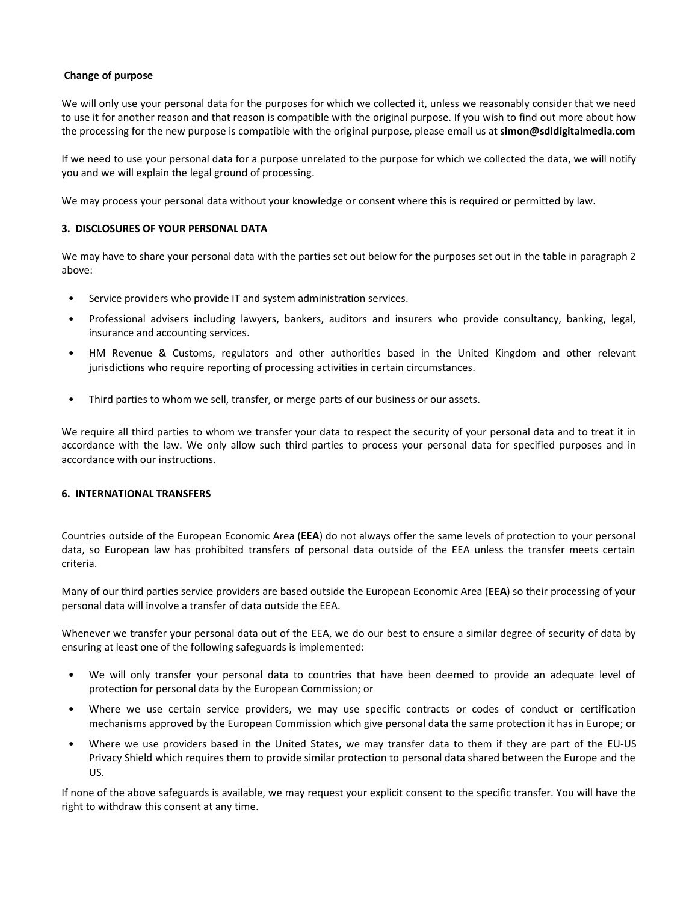**Change of purpose**

We will only use your personal data for the purposes for which we collected it, unless we reasonably consider that we need to use it for another reason and that reason is compatible with the original purpose. If you wish to find out more about how the processing for the new purpose is compatible with the original purpose, please email us at **simon@sdldigitalmedia.com**

If we need to use your personal data for a purpose unrelated to the purpose for which we collected the data, we will notify you and we will explain the legal ground of processing.

We may process your personal data without your knowledge or consent where this is required or permitted by law.

**3. DISCLOSURES OF YOUR PERSONAL DATA**

We may have to share your personal data with the parties set out below for the purposes set out in the table in paragraph 2 above:

- Service providers who provide IT and system administration services.
- Professional advisers including lawyers, bankers, auditors and insurers who provide consultancy, banking, legal, insurance and accounting services.
- HM Revenue & Customs, regulators and other authorities based in the United Kingdom and other relevant jurisdictions who require reporting of processing activities in certain circumstances.
- Third parties to whom we sell, transfer, or merge parts of our business or our assets.

We require all third parties to whom we transfer your data to respect the security of your personal data and to treat it in accordance with the law. We only allow such third parties to process your personal data for specified purposes and in accordance with our instructions.

**6. INTERNATIONAL TRANSFERS**

Countries outside of the European Economic Area (**EEA**) do not always offer the same levels of protection to your personal data, so European law has prohibited transfers of personal data outside of the EEA unless the transfer meets certain criteria.

Many of our third parties service providers are based outside the European Economic Area (**EEA**) so their processing of your personal data will involve a transfer of data outside the EEA.

Whenever we transfer your personal data out of the EEA, we do our best to ensure a similar degree of security of data by ensuring at least one of the following safeguards is implemented:

- We will only transfer your personal data to countries that have been deemed to provide an adequate level of protection for personal data by the European Commission; or
- Where we use certain service providers, we may use specific contracts or codes of conduct or certification mechanisms approved by the European Commission which give personal data the same protection it has in Europe; or
- Where we use providers based in the United States, we may transfer data to them if they are part of the EU-US Privacy Shield which requires them to provide similar protection to personal data shared between the Europe and the US.

If none of the above safeguards is available, we may request your explicit consent to the specific transfer. You will have the right to withdraw this consent at any time.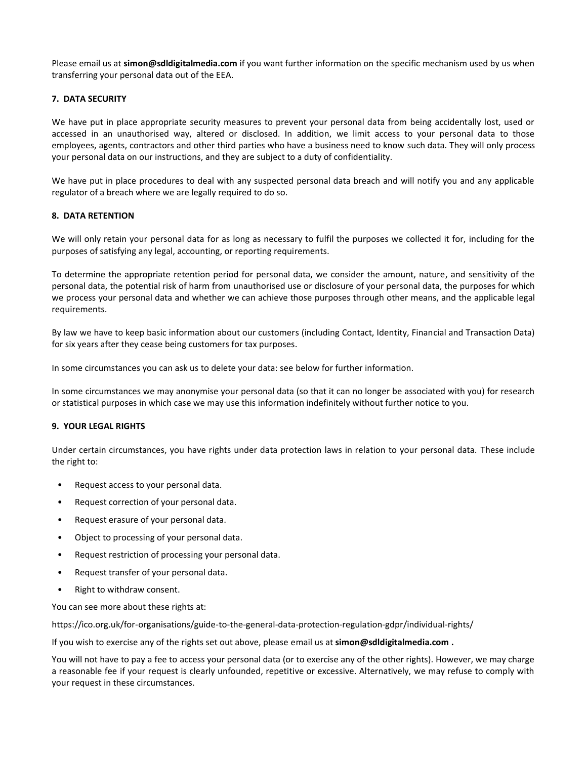Please email us at **simon@sdldigitalmedia.com** if you want further information on the specific mechanism used by us when transferring your personal data out of the EEA.

## 7. DATA SECURITY

We have put in place appropriate security measures to prevent your personal data from being accidentally lost, used or accessed in an unauthorised way, altered or disclosed. In addition, we limit access to your personal data to those employees, agents, contractors and other third parties who have a business need to know such data. They will only process your personal data on our instructions, and they are subject to a duty of confidentiality.

We have put in place procedures to deal with any suspected personal data breach and will notify you and any applicable regulator of a breach where we are legally required to do so.

## 8. DATA RETENTION

We will only retain your personal data for as long as necessary to fulfil the purposes we collected it for, including for the purposes of satisfying any legal, accounting, or reporting requirements.

To determine the appropriate retention period for personal data, we consider the amount, nature, and sensitivity of the personal data, the potential risk of harm from unauthorised use or disclosure of your personal data, the purposes for which we process your personal data and whether we can achieve those purposes through other means, and the applicable legal requirements.

By law we have to keep basic information about our customers (including Contact, Identity, Financial and Transaction Data) for six years after they cease being customers for tax purposes.

In some circumstances you can ask us to delete your data: see below for further information.

In some circumstances we may anonymise your personal data (so that it can no longer be associated with you) for research or statistical purposes in which case we may use this information indefinitely without further notice to you.

## 9. YOUR LEGAL RIGHTS

Under certain circumstances, you have rights under data protection laws in relation to your personal data. These include the right to:

- Request access to your personal data.
- Request correction of your personal data.
- Request erasure of your personal data.
- Object to processing of your personal data.
- Request restriction of processing your personal data.
- Request transfer of your personal data.
- Right to withdraw consent.

You can see more about these rights at:

https://ico.org.uk/for-organisations/guide-to-the-general-data-protection-regulation-gdpr/individual-rights/

If you wish to exercise any of the rights set out above, please email us at **simon@sdldigitalmedia.com .**

You will not have to pay a fee to access your personal data (or to exercise any of the other rights). However, we may charge a reasonable fee if your request is clearly unfounded, repetitive or excessive. Alternatively, we may refuse to comply with your request in these circumstances.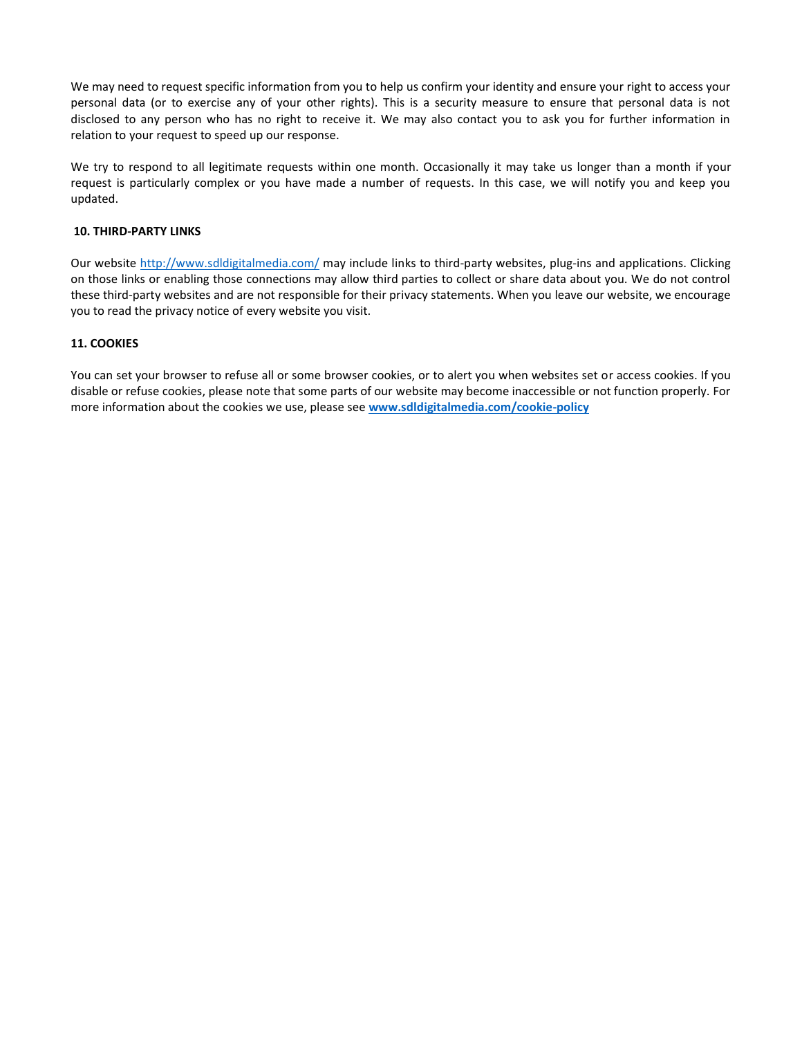We may need to request specific information from you to help us confirm your identity and ensure your right to access your personal data (or to exercise any of your other rights). This is a security measure to ensure that personal data is not disclosed to any person who has no right to receive it. We may also contact you to ask you for further information in relation to your request to speed up our response.

We try to respond to all legitimate requests within one month. Occasionally it may take us longer than a month if your request is particularly complex or you have made a number of requests. In this case, we will notify you and keep you updated.

**10. THIRD-PARTY LINKS**

Our website http://www.sdldigitalmedia.com/ may include links to third-party websites, plug-ins and applications. Clicking on those links or enabling those connections may allow third parties to collect or share data about you. We do not control these third-party websites and are not responsible for their privacy statements. When you leave our website, we encourage you to read the privacy notice of every website you visit.

**11. COOKIES**

You can set your browser to refuse all or some browser cookies, or to alert you when websites set or access cookies. If you disable or refuse cookies, please note that some parts of our website may become inaccessible or not function properly. For more information about the cookies we use, please see **www.sdldigitalmedia.com/cookie-policy**